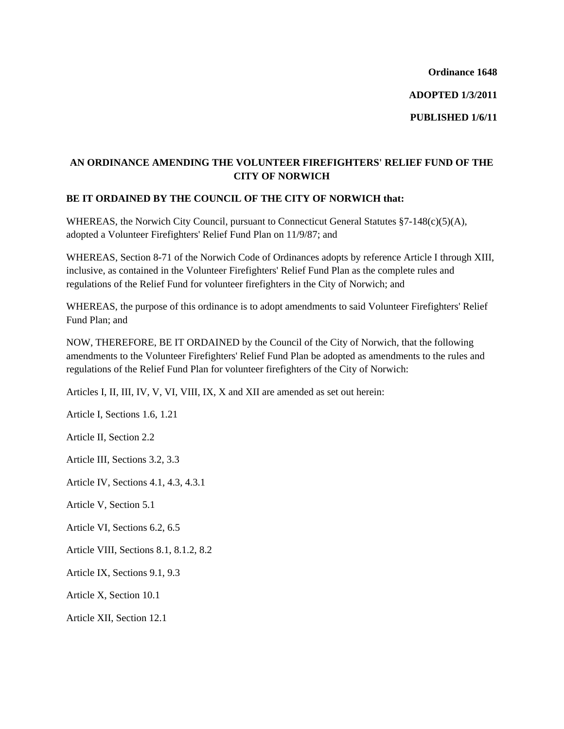**Ordinance 1648**

**ADOPTED 1/3/2011**

**PUBLISHED 1/6/11**

## AN ORDINANCE AMENDING THE VOLUNTEER FIREFIGHTERS' RELIEF FUND OF THE CITY OF NORWICH

**BE IT ORDAINED BY THE COUNCIL OF THE CITY OF NORWICH that:**

WHEREAS, the Norwich City Council, pursuant to Connecticut General Statutes §7-148(c)(5)(A), adopted a Volunteer Firefighters' Relief Fund Plan on 11/9/87; and

WHEREAS, Section 8-71 of the Norwich Code of Ordinances adopts by reference Article I through XIII, inclusive, as contained in the Volunteer Firefighters' Relief Fund Plan as the complete rules and regulations of the Relief Fund for volunteer firefighters in the City of Norwich; and

WHEREAS, the purpose of this ordinance is to adopt amendments to said Volunteer Firefighters' Relief Fund Plan; and

NOW, THEREFORE, BE IT ORDAINED by the Council of the City of Norwich, that the following amendments to the Volunteer Firefighters' Relief Fund Plan be adopted as amendments to the rules and regulations of the Relief Fund Plan for volunteer firefighters of the City of Norwich:

Articles I, II, III, IV, V, VI, VIII, IX, X and XII are amended as set out herein:

Article I, Sections 1.6, 1.21

Article II, Section 2.2

Article III, Sections 3.2, 3.3

Article IV, Sections 4.1, 4.3, 4.3.1

Article V, Section 5.1

Article VI, Sections 6.2, 6.5

Article VIII, Sections 8.1, 8.1.2, 8.2

Article IX, Sections 9.1, 9.3

Article X, Section 10.1

Article XII, Section 12.1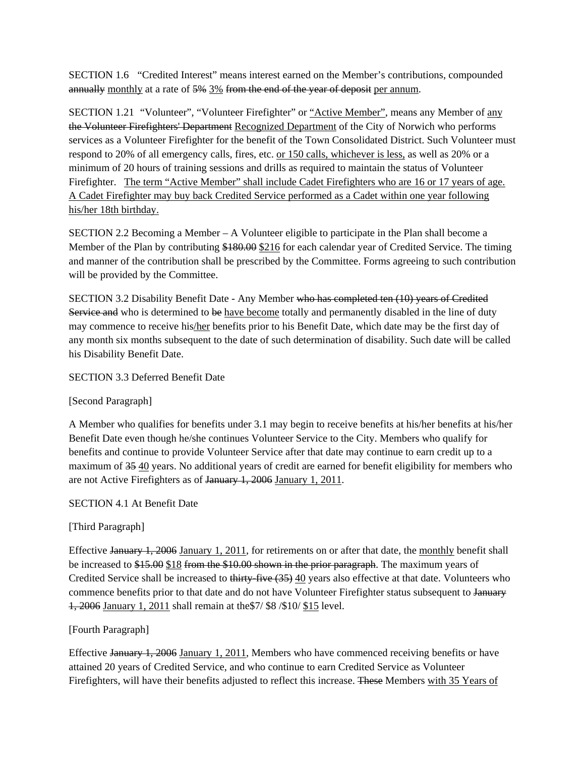SECTION 1.6 "Credited Interest" means interest earned on the Member's contributions, compounded ~~annually~~ <u>monthly</u> at a rate of ~~5%~~ <u>3%</u> ~~from the end of the year of deposit~~ <u>per annum</u>.

SECTION 1.21 "Volunteer", "Volunteer Firefighter" or <u>"Active Member"</u>, means any Member of <u>any</u> ~~the Volunteer Firefighters' Department~~ <u>Recognized Department</u> of the City of Norwich who performs services as a Volunteer Firefighter for the benefit of the Town Consolidated District. Such Volunteer must respond to 20% of all emergency calls, fires, etc. <u>or 150 calls, whichever is less,</u> as well as 20% or a minimum of 20 hours of training sessions and drills as required to maintain the status of Volunteer Firefighter. <u>The term "Active Member" shall include Cadet Firefighters who are 16 or 17 years of age. A Cadet Firefighter may buy back Credited Service performed as a Cadet within one year following his/her 18th birthday.</u>

SECTION 2.2 Becoming a Member – A Volunteer eligible to participate in the Plan shall become a Member of the Plan by contributing ~~$180.00~~ <u>$216</u> for each calendar year of Credited Service. The timing and manner of the contribution shall be prescribed by the Committee. Forms agreeing to such contribution will be provided by the Committee.

SECTION 3.2 Disability Benefit Date - Any Member ~~who has completed ten (10) years of Credited Service and~~ who is determined to ~~be~~ <u>have become</u> totally and permanently disabled in the line of duty may commence to receive his<u>/her</u> benefits prior to his Benefit Date, which date may be the first day of any month six months subsequent to the date of such determination of disability. Such date will be called his Disability Benefit Date.

SECTION 3.3 Deferred Benefit Date

[Second Paragraph]

A Member who qualifies for benefits under 3.1 may begin to receive benefits at his/her benefits at his/her Benefit Date even though he/she continues Volunteer Service to the City. Members who qualify for benefits and continue to provide Volunteer Service after that date may continue to earn credit up to a maximum of ~~35~~ <u>40</u> years. No additional years of credit are earned for benefit eligibility for members who are not Active Firefighters as of ~~January 1, 2006~~ <u>January 1, 2011</u>.

SECTION 4.1 At Benefit Date

[Third Paragraph]

Effective ~~January 1, 2006~~ <u>January 1, 2011</u>, for retirements on or after that date, the <u>monthly</u> benefit shall be increased to ~~$15.00~~ <u>$18</u> ~~from the $10.00 shown in the prior paragraph~~. The maximum years of Credited Service shall be increased to ~~thirty-five (35)~~ <u>40</u> years also effective at that date. Volunteers who commence benefits prior to that date and do not have Volunteer Firefighter status subsequent to ~~January 1, 2006~~ <u>January 1, 2011</u> shall remain at the$7/ $8 /$10/ <u>$15</u> level.

[Fourth Paragraph]

Effective ~~January 1, 2006~~ <u>January 1, 2011</u>, Members who have commenced receiving benefits or have attained 20 years of Credited Service, and who continue to earn Credited Service as Volunteer Firefighters, will have their benefits adjusted to reflect this increase. ~~These~~ Members <u>with 35 Years of</u>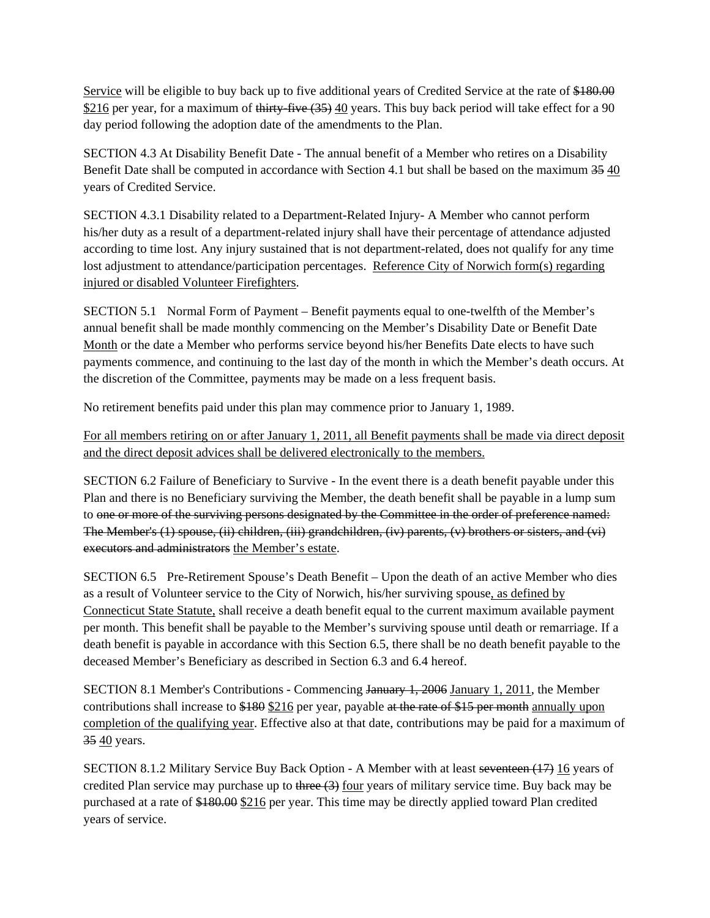<u>Service</u> will be eligible to buy back up to five additional years of Credited Service at the rate of ~~$180.00~~ <u>$216</u> per year, for a maximum of ~~thirty-five (35)~~ <u>40</u> years. This buy back period will take effect for a 90 day period following the adoption date of the amendments to the Plan.

SECTION 4.3 At Disability Benefit Date - The annual benefit of a Member who retires on a Disability Benefit Date shall be computed in accordance with Section 4.1 but shall be based on the maximum ~~35~~ <u>40</u> years of Credited Service.

SECTION 4.3.1 Disability related to a Department-Related Injury- A Member who cannot perform his/her duty as a result of a department-related injury shall have their percentage of attendance adjusted according to time lost. Any injury sustained that is not department-related, does not qualify for any time lost adjustment to attendance/participation percentages. <u>Reference City of Norwich form(s) regarding injured or disabled Volunteer Firefighters</u>.

SECTION 5.1 Normal Form of Payment – Benefit payments equal to one-twelfth of the Member's annual benefit shall be made monthly commencing on the Member's Disability Date or Benefit Date <u>Month</u> or the date a Member who performs service beyond his/her Benefits Date elects to have such payments commence, and continuing to the last day of the month in which the Member's death occurs. At the discretion of the Committee, payments may be made on a less frequent basis.

No retirement benefits paid under this plan may commence prior to January 1, 1989.

<u>For all members retiring on or after January 1, 2011, all Benefit payments shall be made via direct deposit and the direct deposit advices shall be delivered electronically to the members.</u>

SECTION 6.2 Failure of Beneficiary to Survive - In the event there is a death benefit payable under this Plan and there is no Beneficiary surviving the Member, the death benefit shall be payable in a lump sum to ~~one or more of the surviving persons designated by the Committee in the order of preference named: The Member's (1) spouse, (ii) children, (iii) grandchildren, (iv) parents, (v) brothers or sisters, and (vi) executors and administrators~~ <u>the Member's estate</u>.

SECTION 6.5 Pre-Retirement Spouse's Death Benefit – Upon the death of an active Member who dies as a result of Volunteer service to the City of Norwich, his/her surviving spouse<u>, as defined by Connecticut State Statute,</u> shall receive a death benefit equal to the current maximum available payment per month. This benefit shall be payable to the Member's surviving spouse until death or remarriage. If a death benefit is payable in accordance with this Section 6.5, there shall be no death benefit payable to the deceased Member's Beneficiary as described in Section 6.3 and 6.4 hereof.

SECTION 8.1 Member's Contributions - Commencing ~~January 1, 2006~~ <u>January 1, 2011</u>, the Member contributions shall increase to ~~$180~~ <u>$216</u> per year, payable ~~at the rate of $15 per month~~ <u>annually upon completion of the qualifying year</u>. Effective also at that date, contributions may be paid for a maximum of ~~35~~ <u>40</u> years.

SECTION 8.1.2 Military Service Buy Back Option - A Member with at least ~~seventeen (17)~~ <u>16</u> years of credited Plan service may purchase up to ~~three (3)~~ <u>four</u> years of military service time. Buy back may be purchased at a rate of ~~$180.00~~ <u>$216</u> per year. This time may be directly applied toward Plan credited years of service.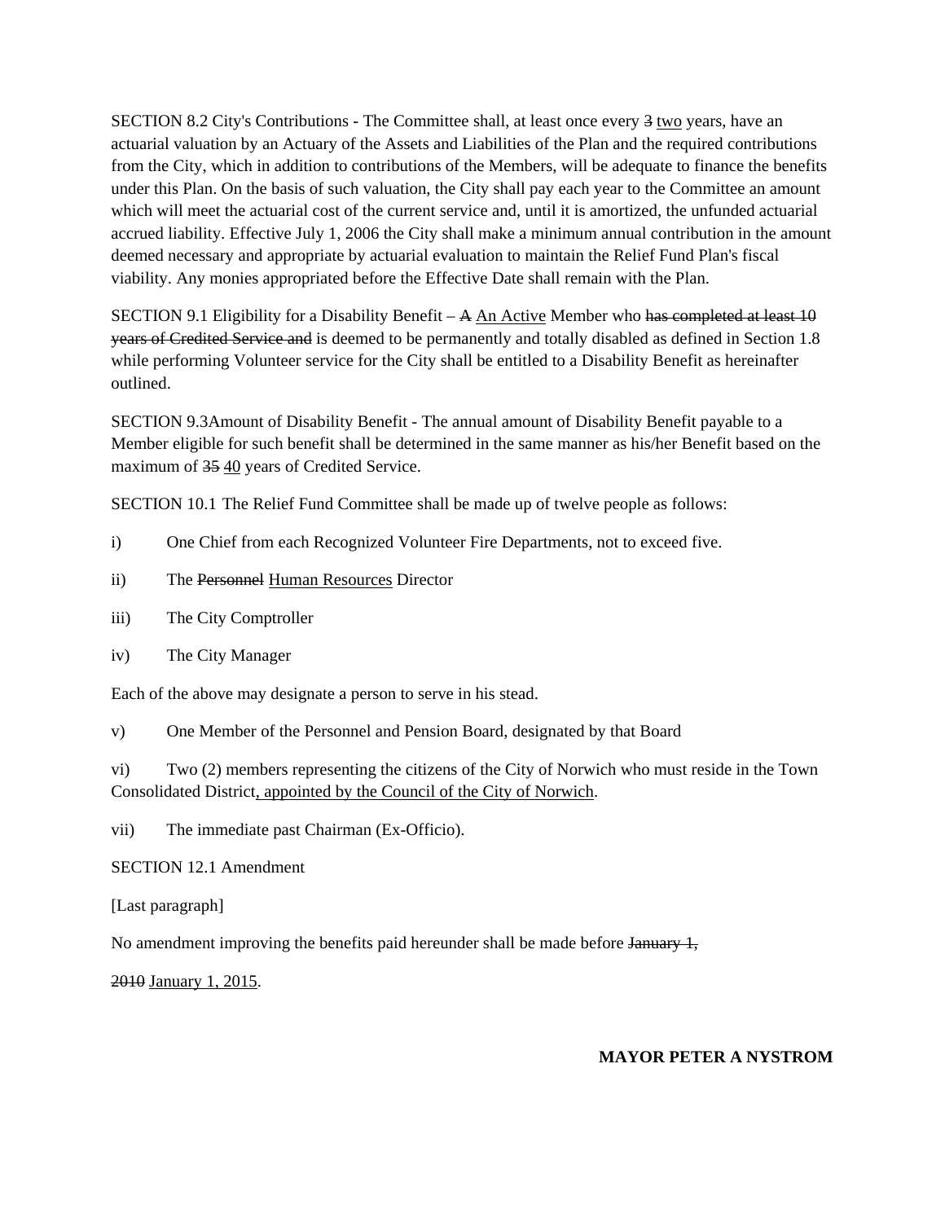SECTION 8.2 City's Contributions - The Committee shall, at least once every ~~3~~ <u>two</u> years, have an actuarial valuation by an Actuary of the Assets and Liabilities of the Plan and the required contributions from the City, which in addition to contributions of the Members, will be adequate to finance the benefits under this Plan. On the basis of such valuation, the City shall pay each year to the Committee an amount which will meet the actuarial cost of the current service and, until it is amortized, the unfunded actuarial accrued liability. Effective July 1, 2006 the City shall make a minimum annual contribution in the amount deemed necessary and appropriate by actuarial evaluation to maintain the Relief Fund Plan's fiscal viability. Any monies appropriated before the Effective Date shall remain with the Plan.

SECTION 9.1 Eligibility for a Disability Benefit – ~~A~~ <u>An Active</u> Member who ~~has completed at least 10 years of Credited Service and~~ is deemed to be permanently and totally disabled as defined in Section 1.8 while performing Volunteer service for the City shall be entitled to a Disability Benefit as hereinafter outlined.

SECTION 9.3Amount of Disability Benefit - The annual amount of Disability Benefit payable to a Member eligible for such benefit shall be determined in the same manner as his/her Benefit based on the maximum of ~~35~~ <u>40</u> years of Credited Service.

SECTION 10.1 The Relief Fund Committee shall be made up of twelve people as follows:

i) One Chief from each Recognized Volunteer Fire Departments, not to exceed five.

ii) The ~~Personnel~~ <u>Human Resources</u> Director

iii) The City Comptroller

iv) The City Manager

Each of the above may designate a person to serve in his stead.

v) One Member of the Personnel and Pension Board, designated by that Board

vi) Two (2) members representing the citizens of the City of Norwich who must reside in the Town Consolidated District<u>, appointed by the Council of the City of Norwich</u>.

vii) The immediate past Chairman (Ex-Officio).

SECTION 12.1 Amendment

[Last paragraph]

No amendment improving the benefits paid hereunder shall be made before ~~January 1, 2010~~ <u>January 1, 2015</u>.

**MAYOR PETER A NYSTROM**